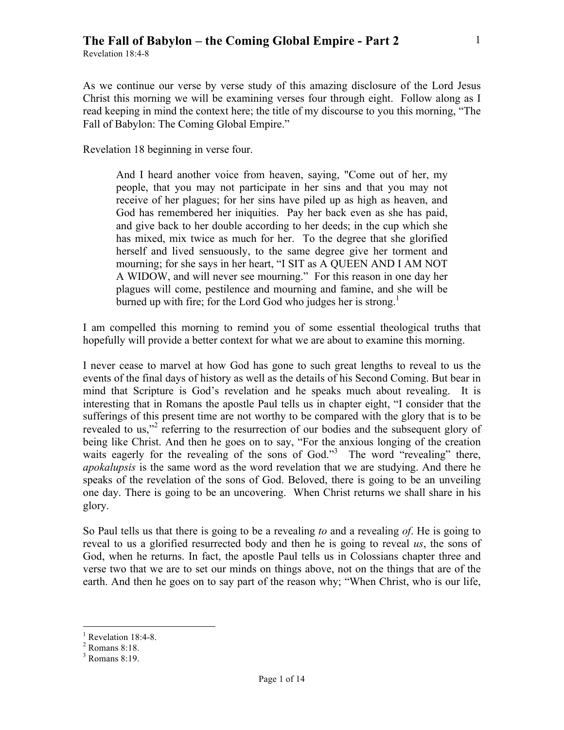# The Fall of Babylon – the Coming Global Empire - Part 2

Revelation 18:4-8

As we continue our verse by verse study of this amazing disclosure of the Lord Jesus Christ this morning we will be examining verses four through eight. Follow along as I read keeping in mind the context here; the title of my discourse to you this morning, "The Fall of Babylon: The Coming Global Empire."

Revelation 18 beginning in verse four.

> And I heard another voice from heaven, saying, "Come out of her, my people, that you may not participate in her sins and that you may not receive of her plagues; for her sins have piled up as high as heaven, and God has remembered her iniquities. Pay her back even as she has paid, and give back to her double according to her deeds; in the cup which she has mixed, mix twice as much for her. To the degree that she glorified herself and lived sensuously, to the same degree give her torment and mourning; for she says in her heart, "I SIT as A QUEEN AND I AM NOT A WIDOW, and will never see mourning." For this reason in one day her plagues will come, pestilence and mourning and famine, and she will be burned up with fire; for the Lord God who judges her is strong.[1]

I am compelled this morning to remind you of some essential theological truths that hopefully will provide a better context for what we are about to examine this morning.

I never cease to marvel at how God has gone to such great lengths to reveal to us the events of the final days of history as well as the details of his Second Coming. But bear in mind that Scripture is God's revelation and he speaks much about revealing. It is interesting that in Romans the apostle Paul tells us in chapter eight, "I consider that the sufferings of this present time are not worthy to be compared with the glory that is to be revealed to us,"[2] referring to the resurrection of our bodies and the subsequent glory of being like Christ. And then he goes on to say, "For the anxious longing of the creation waits eagerly for the revealing of the sons of God."[3] The word "revealing" there, *apokalupsis* is the same word as the word revelation that we are studying. And there he speaks of the revelation of the sons of God. Beloved, there is going to be an unveiling one day. There is going to be an uncovering. When Christ returns we shall share in his glory.

So Paul tells us that there is going to be a revealing *to* and a revealing *of*. He is going to reveal to us a glorified resurrected body and then he is going to reveal *us*, the sons of God, when he returns. In fact, the apostle Paul tells us in Colossians chapter three and verse two that we are to set our minds on things above, not on the things that are of the earth. And then he goes on to say part of the reason why; "When Christ, who is our life,

---

[1] Revelation 18:4-8.

[2] Romans 8:18.

[3] Romans 8:19.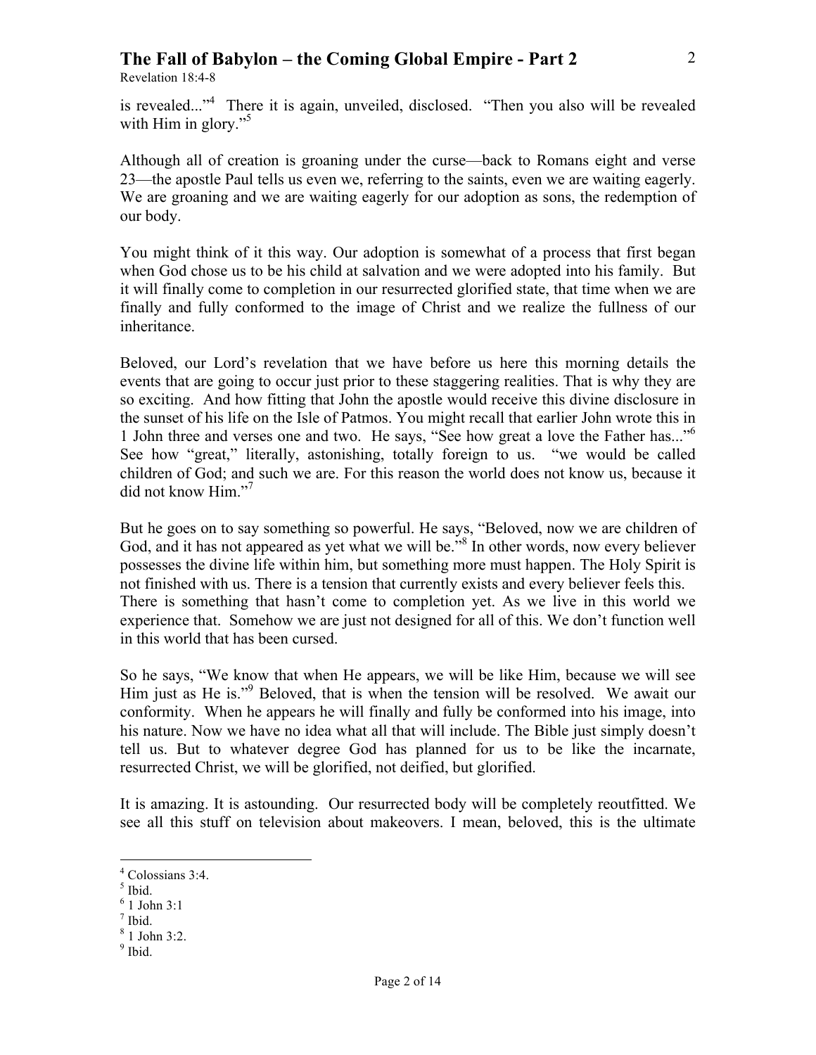is revealed..."[4] There it is again, unveiled, disclosed. "Then you also will be revealed with Him in glory."[5]

Although all of creation is groaning under the curse—back to Romans eight and verse 23—the apostle Paul tells us even we, referring to the saints, even we are waiting eagerly. We are groaning and we are waiting eagerly for our adoption as sons, the redemption of our body.

You might think of it this way. Our adoption is somewhat of a process that first began when God chose us to be his child at salvation and we were adopted into his family. But it will finally come to completion in our resurrected glorified state, that time when we are finally and fully conformed to the image of Christ and we realize the fullness of our inheritance.

Beloved, our Lord's revelation that we have before us here this morning details the events that are going to occur just prior to these staggering realities. That is why they are so exciting. And how fitting that John the apostle would receive this divine disclosure in the sunset of his life on the Isle of Patmos. You might recall that earlier John wrote this in 1 John three and verses one and two. He says, "See how great a love the Father has..."[6] See how "great," literally, astonishing, totally foreign to us. "we would be called children of God; and such we are. For this reason the world does not know us, because it did not know Him."[7]

But he goes on to say something so powerful. He says, "Beloved, now we are children of God, and it has not appeared as yet what we will be."[8] In other words, now every believer possesses the divine life within him, but something more must happen. The Holy Spirit is not finished with us. There is a tension that currently exists and every believer feels this. There is something that hasn't come to completion yet. As we live in this world we experience that. Somehow we are just not designed for all of this. We don't function well in this world that has been cursed.

So he says, "We know that when He appears, we will be like Him, because we will see Him just as He is."[9] Beloved, that is when the tension will be resolved. We await our conformity. When he appears he will finally and fully be conformed into his image, into his nature. Now we have no idea what all that will include. The Bible just simply doesn't tell us. But to whatever degree God has planned for us to be like the incarnate, resurrected Christ, we will be glorified, not deified, but glorified.

It is amazing. It is astounding. Our resurrected body will be completely reoutfitted. We see all this stuff on television about makeovers. I mean, beloved, this is the ultimate

---

[4] Colossians 3:4.
[5] Ibid.
[6] 1 John 3:1
[7] Ibid.
[8] 1 John 3:2.
[9] Ibid.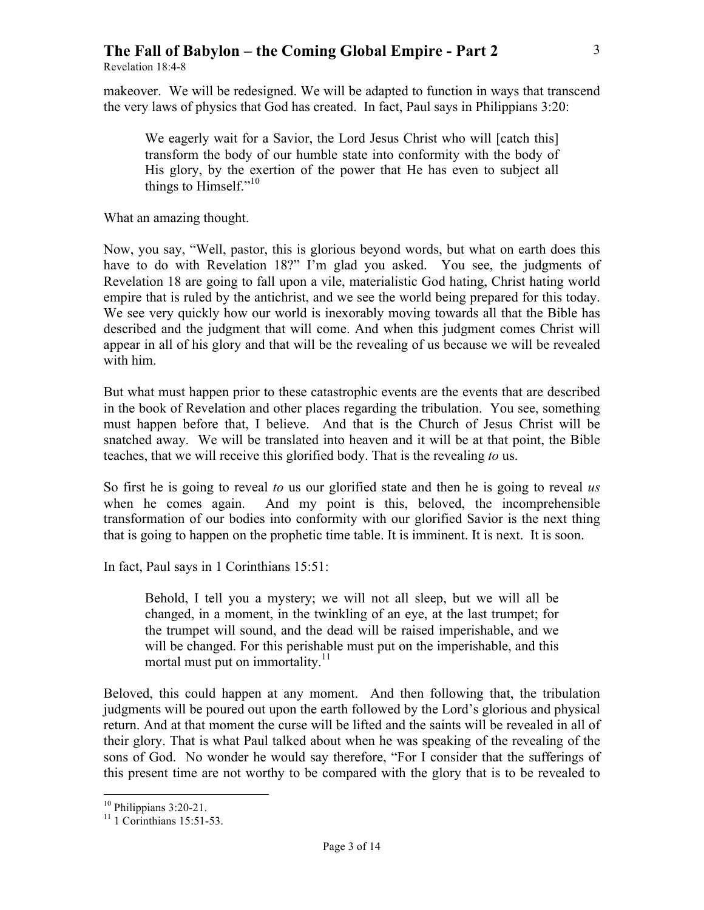makeover. We will be redesigned. We will be adapted to function in ways that transcend the very laws of physics that God has created. In fact, Paul says in Philippians 3:20:

> We eagerly wait for a Savior, the Lord Jesus Christ who will [catch this] transform the body of our humble state into conformity with the body of His glory, by the exertion of the power that He has even to subject all things to Himself."[10]

What an amazing thought.

Now, you say, "Well, pastor, this is glorious beyond words, but what on earth does this have to do with Revelation 18?" I'm glad you asked. You see, the judgments of Revelation 18 are going to fall upon a vile, materialistic God hating, Christ hating world empire that is ruled by the antichrist, and we see the world being prepared for this today. We see very quickly how our world is inexorably moving towards all that the Bible has described and the judgment that will come. And when this judgment comes Christ will appear in all of his glory and that will be the revealing of us because we will be revealed with him.

But what must happen prior to these catastrophic events are the events that are described in the book of Revelation and other places regarding the tribulation. You see, something must happen before that, I believe. And that is the Church of Jesus Christ will be snatched away. We will be translated into heaven and it will be at that point, the Bible teaches, that we will receive this glorified body. That is the revealing *to* us.

So first he is going to reveal *to* us our glorified state and then he is going to reveal *us* when he comes again. And my point is this, beloved, the incomprehensible transformation of our bodies into conformity with our glorified Savior is the next thing that is going to happen on the prophetic time table. It is imminent. It is next. It is soon.

In fact, Paul says in 1 Corinthians 15:51:

> Behold, I tell you a mystery; we will not all sleep, but we will all be changed, in a moment, in the twinkling of an eye, at the last trumpet; for the trumpet will sound, and the dead will be raised imperishable, and we will be changed. For this perishable must put on the imperishable, and this mortal must put on immortality.[11]

Beloved, this could happen at any moment. And then following that, the tribulation judgments will be poured out upon the earth followed by the Lord's glorious and physical return. And at that moment the curse will be lifted and the saints will be revealed in all of their glory. That is what Paul talked about when he was speaking of the revealing of the sons of God. No wonder he would say therefore, "For I consider that the sufferings of this present time are not worthy to be compared with the glory that is to be revealed to

---

[10] Philippians 3:20-21.

[11] 1 Corinthians 15:51-53.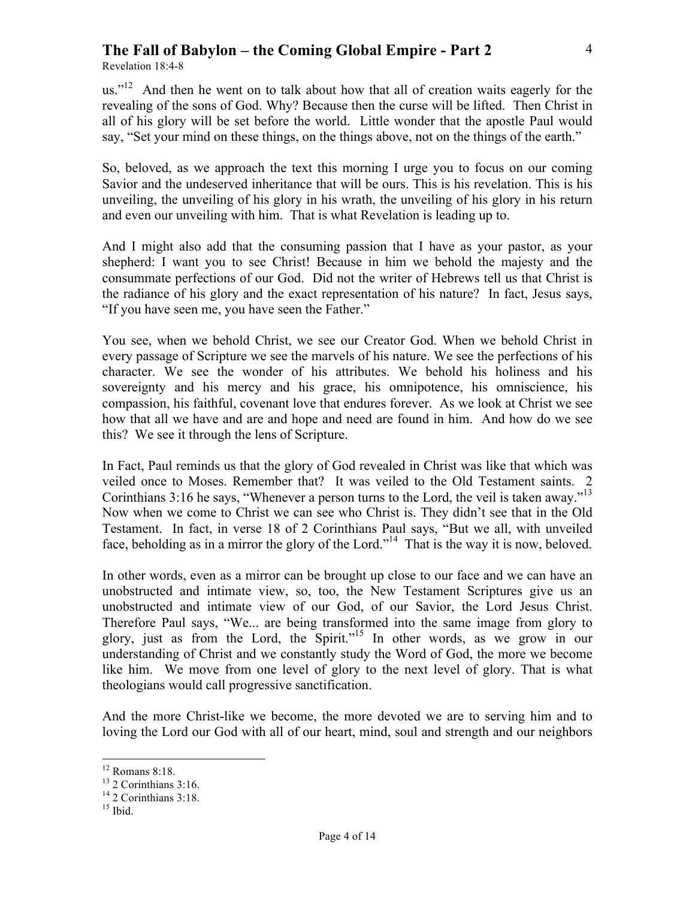us."[12] And then he went on to talk about how that all of creation waits eagerly for the revealing of the sons of God. Why? Because then the curse will be lifted. Then Christ in all of his glory will be set before the world. Little wonder that the apostle Paul would say, "Set your mind on these things, on the things above, not on the things of the earth."

So, beloved, as we approach the text this morning I urge you to focus on our coming Savior and the undeserved inheritance that will be ours. This is his revelation. This is his unveiling, the unveiling of his glory in his wrath, the unveiling of his glory in his return and even our unveiling with him. That is what Revelation is leading up to.

And I might also add that the consuming passion that I have as your pastor, as your shepherd: I want you to see Christ! Because in him we behold the majesty and the consummate perfections of our God. Did not the writer of Hebrews tell us that Christ is the radiance of his glory and the exact representation of his nature? In fact, Jesus says, "If you have seen me, you have seen the Father."

You see, when we behold Christ, we see our Creator God. When we behold Christ in every passage of Scripture we see the marvels of his nature. We see the perfections of his character. We see the wonder of his attributes. We behold his holiness and his sovereignty and his mercy and his grace, his omnipotence, his omniscience, his compassion, his faithful, covenant love that endures forever. As we look at Christ we see how that all we have and are and hope and need are found in him. And how do we see this? We see it through the lens of Scripture.

In Fact, Paul reminds us that the glory of God revealed in Christ was like that which was veiled once to Moses. Remember that? It was veiled to the Old Testament saints. 2 Corinthians 3:16 he says, "Whenever a person turns to the Lord, the veil is taken away."[13] Now when we come to Christ we can see who Christ is. They didn't see that in the Old Testament. In fact, in verse 18 of 2 Corinthians Paul says, "But we all, with unveiled face, beholding as in a mirror the glory of the Lord."[14] That is the way it is now, beloved.

In other words, even as a mirror can be brought up close to our face and we can have an unobstructed and intimate view, so, too, the New Testament Scriptures give us an unobstructed and intimate view of our God, of our Savior, the Lord Jesus Christ. Therefore Paul says, "We... are being transformed into the same image from glory to glory, just as from the Lord, the Spirit."[15] In other words, as we grow in our understanding of Christ and we constantly study the Word of God, the more we become like him. We move from one level of glory to the next level of glory. That is what theologians would call progressive sanctification.

And the more Christ-like we become, the more devoted we are to serving him and to loving the Lord our God with all of our heart, mind, soul and strength and our neighbors

---

[12] Romans 8:18.
[13] 2 Corinthians 3:16.
[14] 2 Corinthians 3:18.
[15] Ibid.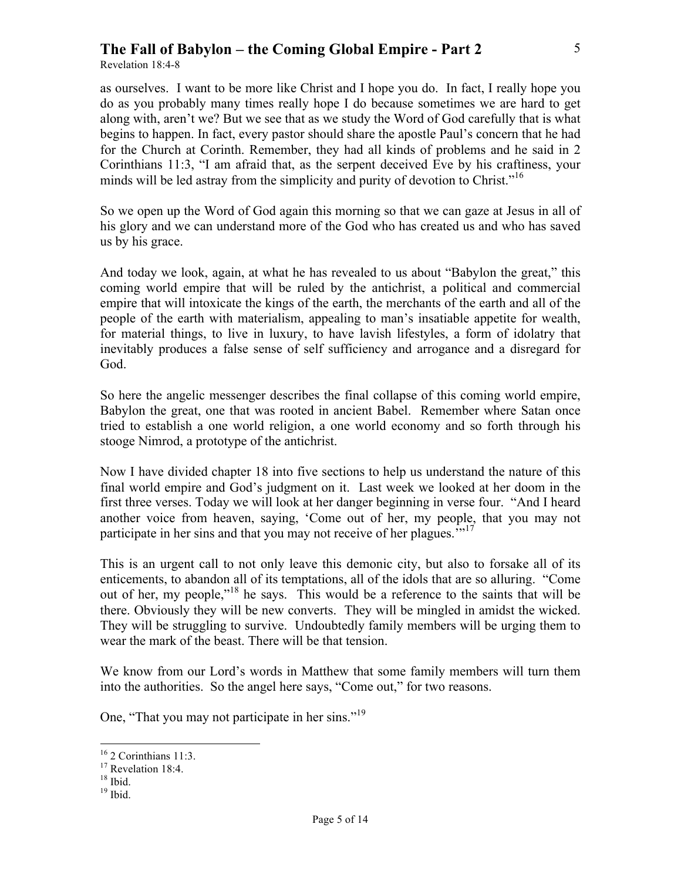as ourselves. I want to be more like Christ and I hope you do. In fact, I really hope you do as you probably many times really hope I do because sometimes we are hard to get along with, aren't we? But we see that as we study the Word of God carefully that is what begins to happen. In fact, every pastor should share the apostle Paul's concern that he had for the Church at Corinth. Remember, they had all kinds of problems and he said in 2 Corinthians 11:3, "I am afraid that, as the serpent deceived Eve by his craftiness, your minds will be led astray from the simplicity and purity of devotion to Christ."[16]

So we open up the Word of God again this morning so that we can gaze at Jesus in all of his glory and we can understand more of the God who has created us and who has saved us by his grace.

And today we look, again, at what he has revealed to us about "Babylon the great," this coming world empire that will be ruled by the antichrist, a political and commercial empire that will intoxicate the kings of the earth, the merchants of the earth and all of the people of the earth with materialism, appealing to man's insatiable appetite for wealth, for material things, to live in luxury, to have lavish lifestyles, a form of idolatry that inevitably produces a false sense of self sufficiency and arrogance and a disregard for God.

So here the angelic messenger describes the final collapse of this coming world empire, Babylon the great, one that was rooted in ancient Babel. Remember where Satan once tried to establish a one world religion, a one world economy and so forth through his stooge Nimrod, a prototype of the antichrist.

Now I have divided chapter 18 into five sections to help us understand the nature of this final world empire and God's judgment on it. Last week we looked at her doom in the first three verses. Today we will look at her danger beginning in verse four. "And I heard another voice from heaven, saying, 'Come out of her, my people, that you may not participate in her sins and that you may not receive of her plagues.'"[17]

This is an urgent call to not only leave this demonic city, but also to forsake all of its enticements, to abandon all of its temptations, all of the idols that are so alluring. "Come out of her, my people,"[18] he says. This would be a reference to the saints that will be there. Obviously they will be new converts. They will be mingled in amidst the wicked. They will be struggling to survive. Undoubtedly family members will be urging them to wear the mark of the beast. There will be that tension.

We know from our Lord's words in Matthew that some family members will turn them into the authorities. So the angel here says, "Come out," for two reasons.

One, "That you may not participate in her sins."[19]

---

[16] 2 Corinthians 11:3.
[17] Revelation 18:4.
[18] Ibid.
[19] Ibid.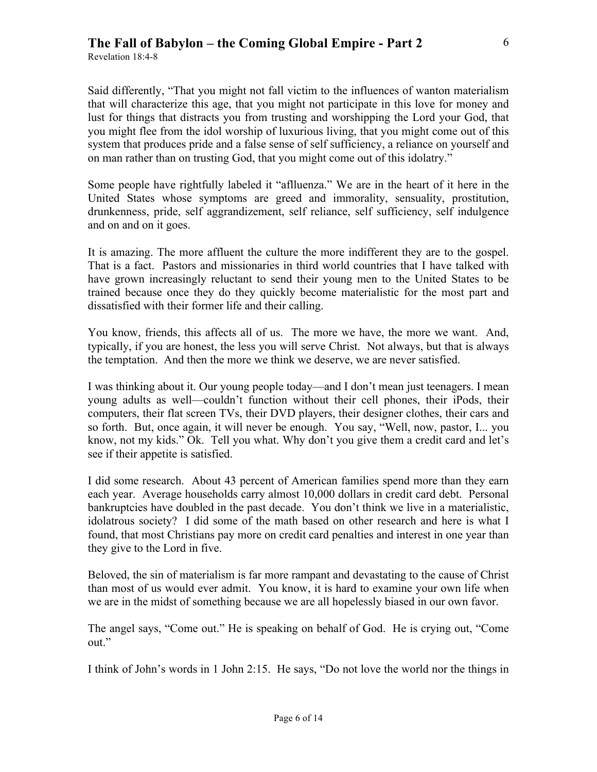Said differently, "That you might not fall victim to the influences of wanton materialism that will characterize this age, that you might not participate in this love for money and lust for things that distracts you from trusting and worshipping the Lord your God, that you might flee from the idol worship of luxurious living, that you might come out of this system that produces pride and a false sense of self sufficiency, a reliance on yourself and on man rather than on trusting God, that you might come out of this idolatry."

Some people have rightfully labeled it "aflluenza." We are in the heart of it here in the United States whose symptoms are greed and immorality, sensuality, prostitution, drunkenness, pride, self aggrandizement, self reliance, self sufficiency, self indulgence and on and on it goes.

It is amazing. The more affluent the culture the more indifferent they are to the gospel. That is a fact. Pastors and missionaries in third world countries that I have talked with have grown increasingly reluctant to send their young men to the United States to be trained because once they do they quickly become materialistic for the most part and dissatisfied with their former life and their calling.

You know, friends, this affects all of us. The more we have, the more we want. And, typically, if you are honest, the less you will serve Christ. Not always, but that is always the temptation. And then the more we think we deserve, we are never satisfied.

I was thinking about it. Our young people today—and I don't mean just teenagers. I mean young adults as well—couldn't function without their cell phones, their iPods, their computers, their flat screen TVs, their DVD players, their designer clothes, their cars and so forth. But, once again, it will never be enough. You say, "Well, now, pastor, I... you know, not my kids." Ok. Tell you what. Why don't you give them a credit card and let's see if their appetite is satisfied.

I did some research. About 43 percent of American families spend more than they earn each year. Average households carry almost 10,000 dollars in credit card debt. Personal bankruptcies have doubled in the past decade. You don't think we live in a materialistic, idolatrous society? I did some of the math based on other research and here is what I found, that most Christians pay more on credit card penalties and interest in one year than they give to the Lord in five.

Beloved, the sin of materialism is far more rampant and devastating to the cause of Christ than most of us would ever admit. You know, it is hard to examine your own life when we are in the midst of something because we are all hopelessly biased in our own favor.

The angel says, "Come out." He is speaking on behalf of God. He is crying out, "Come out."

I think of John's words in 1 John 2:15. He says, "Do not love the world nor the things in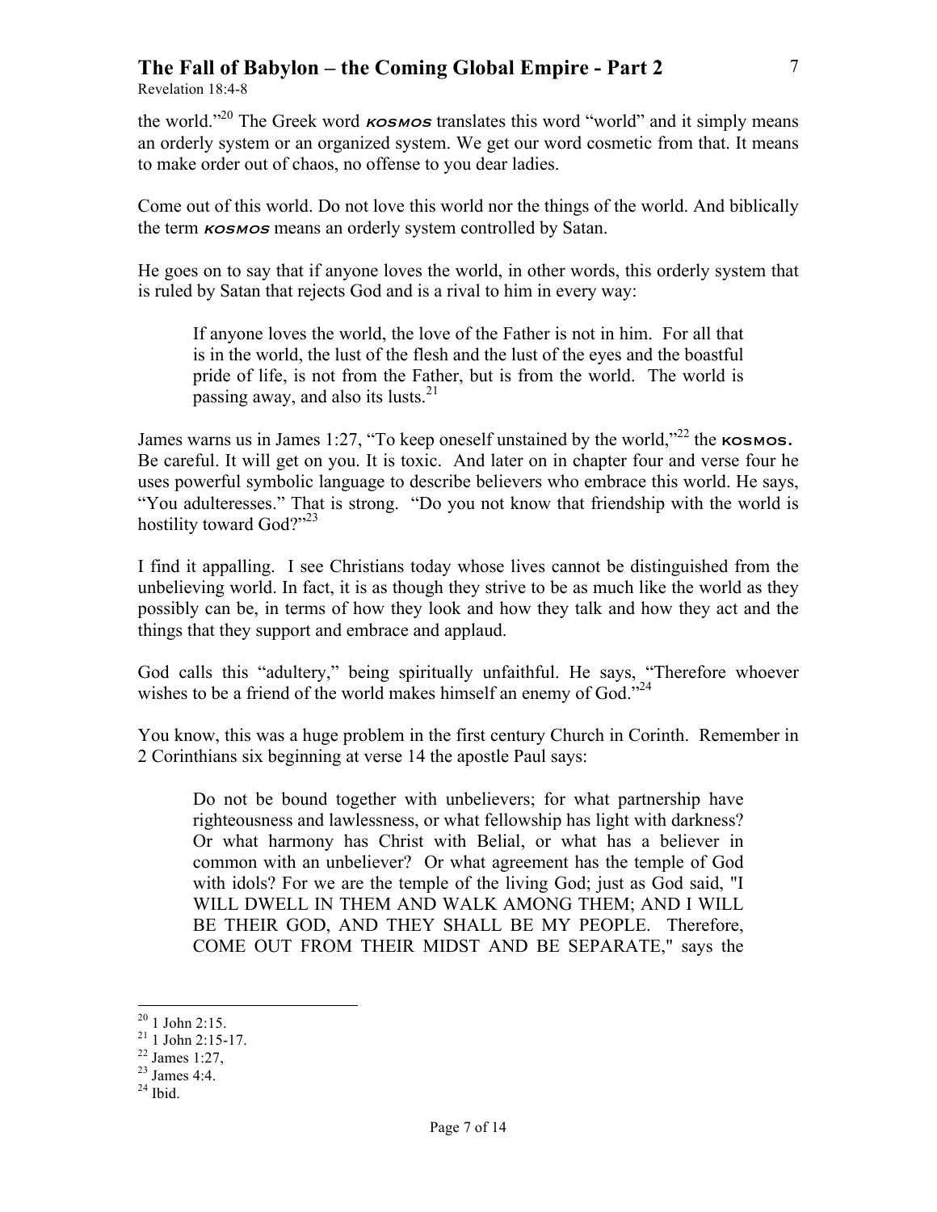the world."[20] The Greek word ***kosmos*** translates this word "world" and it simply means an orderly system or an organized system. We get our word cosmetic from that. It means to make order out of chaos, no offense to you dear ladies.

Come out of this world. Do not love this world nor the things of the world. And biblically the term ***kosmos*** means an orderly system controlled by Satan.

He goes on to say that if anyone loves the world, in other words, this orderly system that is ruled by Satan that rejects God and is a rival to him in every way:

> If anyone loves the world, the love of the Father is not in him. For all that is in the world, the lust of the flesh and the lust of the eyes and the boastful pride of life, is not from the Father, but is from the world. The world is passing away, and also its lusts.[21]

James warns us in James 1:27, "To keep oneself unstained by the world,"[22] the **kosmos.** Be careful. It will get on you. It is toxic. And later on in chapter four and verse four he uses powerful symbolic language to describe believers who embrace this world. He says, "You adulteresses." That is strong. "Do you not know that friendship with the world is hostility toward God?"[23]

I find it appalling. I see Christians today whose lives cannot be distinguished from the unbelieving world. In fact, it is as though they strive to be as much like the world as they possibly can be, in terms of how they look and how they talk and how they act and the things that they support and embrace and applaud.

God calls this "adultery," being spiritually unfaithful. He says, "Therefore whoever wishes to be a friend of the world makes himself an enemy of God."[24]

You know, this was a huge problem in the first century Church in Corinth. Remember in 2 Corinthians six beginning at verse 14 the apostle Paul says:

> Do not be bound together with unbelievers; for what partnership have righteousness and lawlessness, or what fellowship has light with darkness? Or what harmony has Christ with Belial, or what has a believer in common with an unbeliever? Or what agreement has the temple of God with idols? For we are the temple of the living God; just as God said, "I WILL DWELL IN THEM AND WALK AMONG THEM; AND I WILL BE THEIR GOD, AND THEY SHALL BE MY PEOPLE. Therefore, COME OUT FROM THEIR MIDST AND BE SEPARATE," says the

---

[20] 1 John 2:15.
[21] 1 John 2:15-17.
[22] James 1:27,
[23] James 4:4.
[24] Ibid.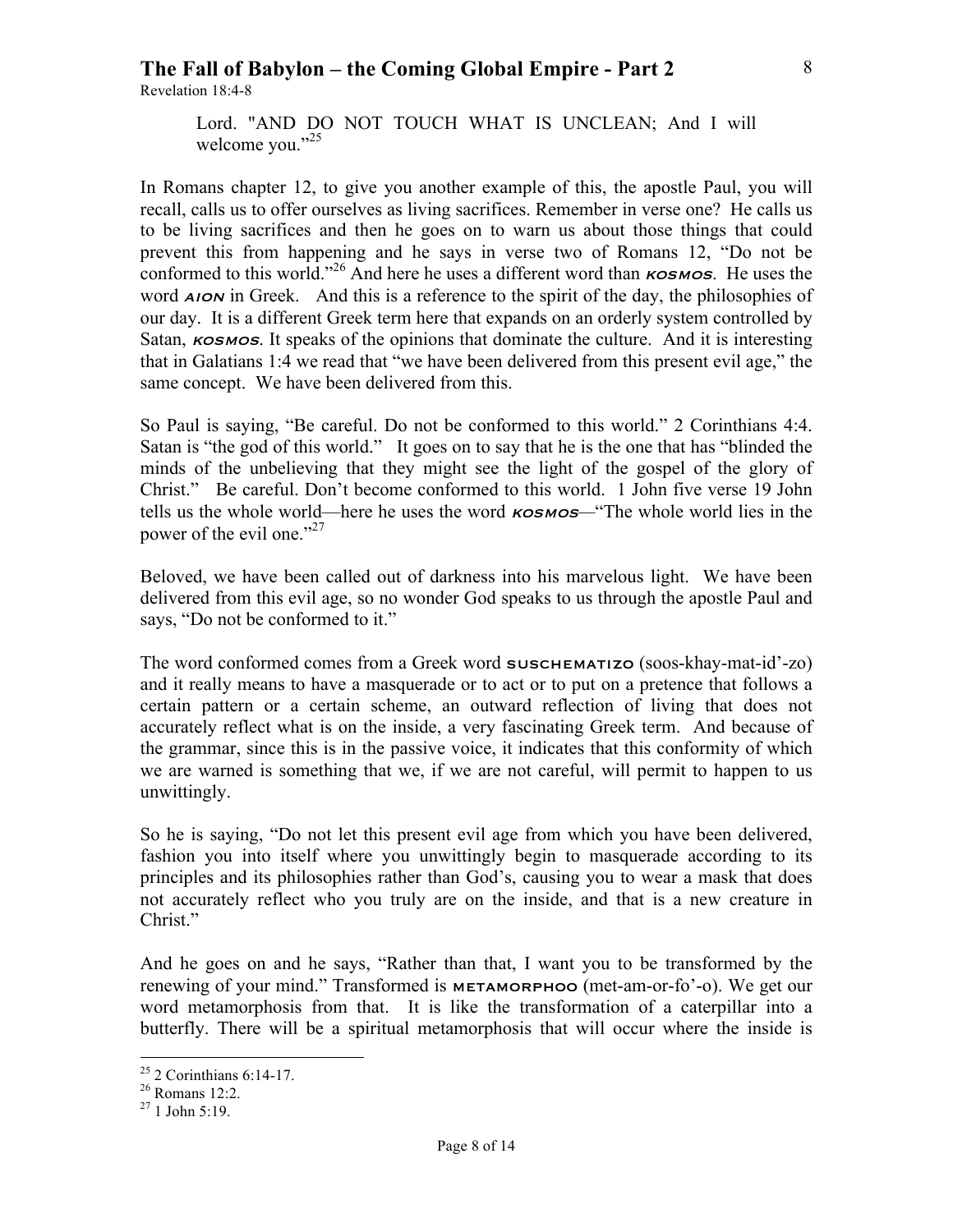> Lord. "AND DO NOT TOUCH WHAT IS UNCLEAN; And I will welcome you."[25]

In Romans chapter 12, to give you another example of this, the apostle Paul, you will recall, calls us to offer ourselves as living sacrifices. Remember in verse one? He calls us to be living sacrifices and then he goes on to warn us about those things that could prevent this from happening and he says in verse two of Romans 12, "Do not be conformed to this world."[26] And here he uses a different word than ***kosmos***. He uses the word ***aion*** in Greek. And this is a reference to the spirit of the day, the philosophies of our day. It is a different Greek term here that expands on an orderly system controlled by Satan, ***kosmos***. It speaks of the opinions that dominate the culture. And it is interesting that in Galatians 1:4 we read that "we have been delivered from this present evil age," the same concept. We have been delivered from this.

So Paul is saying, "Be careful. Do not be conformed to this world." 2 Corinthians 4:4. Satan is "the god of this world." It goes on to say that he is the one that has "blinded the minds of the unbelieving that they might see the light of the gospel of the glory of Christ." Be careful. Don't become conformed to this world. 1 John five verse 19 John tells us the whole world—here he uses the word ***kosmos***—"The whole world lies in the power of the evil one."[27]

Beloved, we have been called out of darkness into his marvelous light. We have been delivered from this evil age, so no wonder God speaks to us through the apostle Paul and says, "Do not be conformed to it."

The word conformed comes from a Greek word **suschematizo** (soos-khay-mat-id'-zo) and it really means to have a masquerade or to act or to put on a pretence that follows a certain pattern or a certain scheme, an outward reflection of living that does not accurately reflect what is on the inside, a very fascinating Greek term. And because of the grammar, since this is in the passive voice, it indicates that this conformity of which we are warned is something that we, if we are not careful, will permit to happen to us unwittingly.

So he is saying, "Do not let this present evil age from which you have been delivered, fashion you into itself where you unwittingly begin to masquerade according to its principles and its philosophies rather than God's, causing you to wear a mask that does not accurately reflect who you truly are on the inside, and that is a new creature in Christ."

And he goes on and he says, "Rather than that, I want you to be transformed by the renewing of your mind." Transformed is **metamorphoo** (met-am-or-fo'-o). We get our word metamorphosis from that. It is like the transformation of a caterpillar into a butterfly. There will be a spiritual metamorphosis that will occur where the inside is

---

[25] 2 Corinthians 6:14-17.

[26] Romans 12:2.

[27] 1 John 5:19.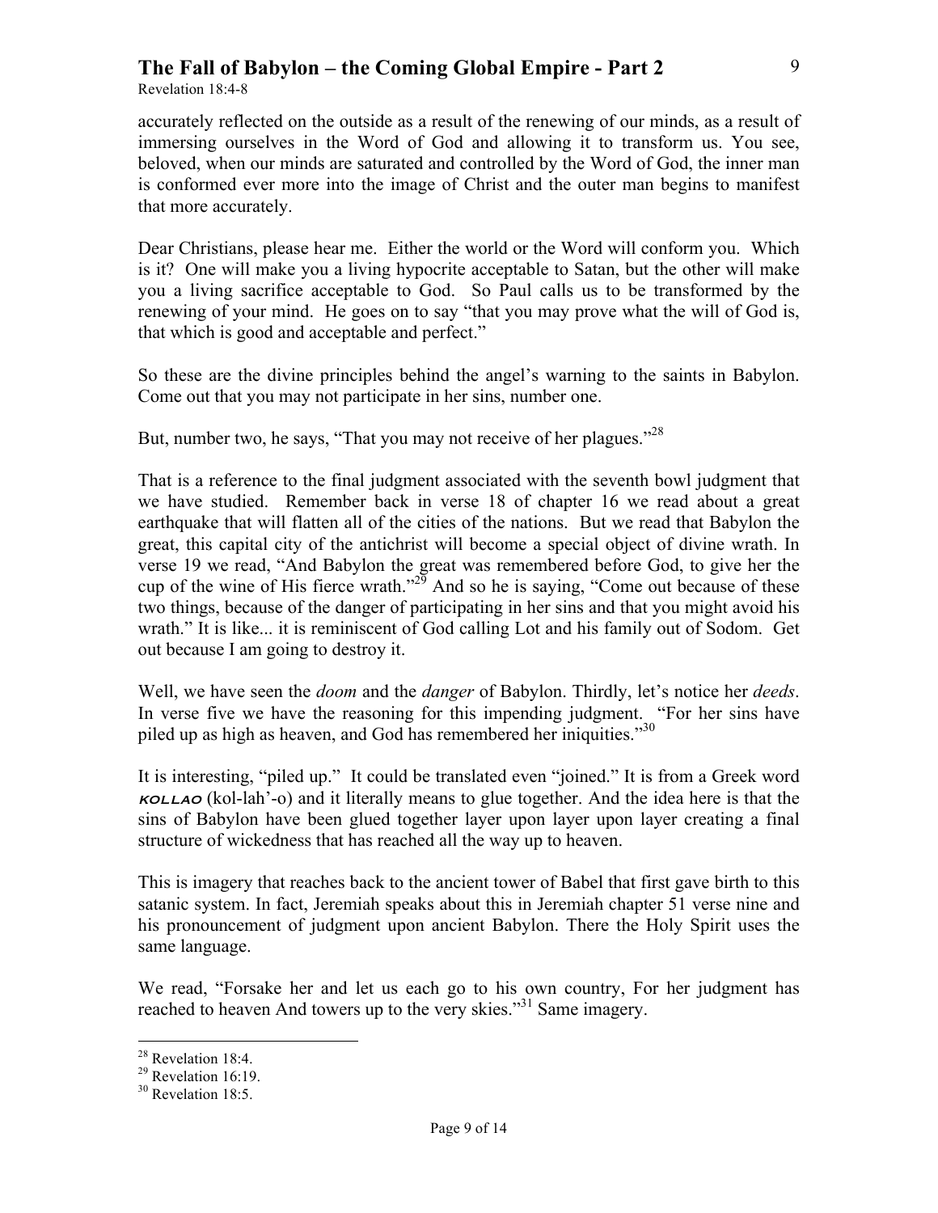accurately reflected on the outside as a result of the renewing of our minds, as a result of immersing ourselves in the Word of God and allowing it to transform us. You see, beloved, when our minds are saturated and controlled by the Word of God, the inner man is conformed ever more into the image of Christ and the outer man begins to manifest that more accurately.

Dear Christians, please hear me. Either the world or the Word will conform you. Which is it? One will make you a living hypocrite acceptable to Satan, but the other will make you a living sacrifice acceptable to God. So Paul calls us to be transformed by the renewing of your mind. He goes on to say "that you may prove what the will of God is, that which is good and acceptable and perfect."

So these are the divine principles behind the angel's warning to the saints in Babylon. Come out that you may not participate in her sins, number one.

But, number two, he says, "That you may not receive of her plagues."[28]

That is a reference to the final judgment associated with the seventh bowl judgment that we have studied. Remember back in verse 18 of chapter 16 we read about a great earthquake that will flatten all of the cities of the nations. But we read that Babylon the great, this capital city of the antichrist will become a special object of divine wrath. In verse 19 we read, "And Babylon the great was remembered before God, to give her the cup of the wine of His fierce wrath."[29] And so he is saying, "Come out because of these two things, because of the danger of participating in her sins and that you might avoid his wrath." It is like... it is reminiscent of God calling Lot and his family out of Sodom. Get out because I am going to destroy it.

Well, we have seen the *doom* and the *danger* of Babylon. Thirdly, let's notice her *deeds*. In verse five we have the reasoning for this impending judgment. "For her sins have piled up as high as heaven, and God has remembered her iniquities."[30]

It is interesting, "piled up." It could be translated even "joined." It is from a Greek word ***kollao*** (kol-lah'-o) and it literally means to glue together. And the idea here is that the sins of Babylon have been glued together layer upon layer upon layer creating a final structure of wickedness that has reached all the way up to heaven.

This is imagery that reaches back to the ancient tower of Babel that first gave birth to this satanic system. In fact, Jeremiah speaks about this in Jeremiah chapter 51 verse nine and his pronouncement of judgment upon ancient Babylon. There the Holy Spirit uses the same language.

We read, "Forsake her and let us each go to his own country, For her judgment has reached to heaven And towers up to the very skies."[31] Same imagery.

---

[28] Revelation 18:4.
[29] Revelation 16:19.
[30] Revelation 18:5.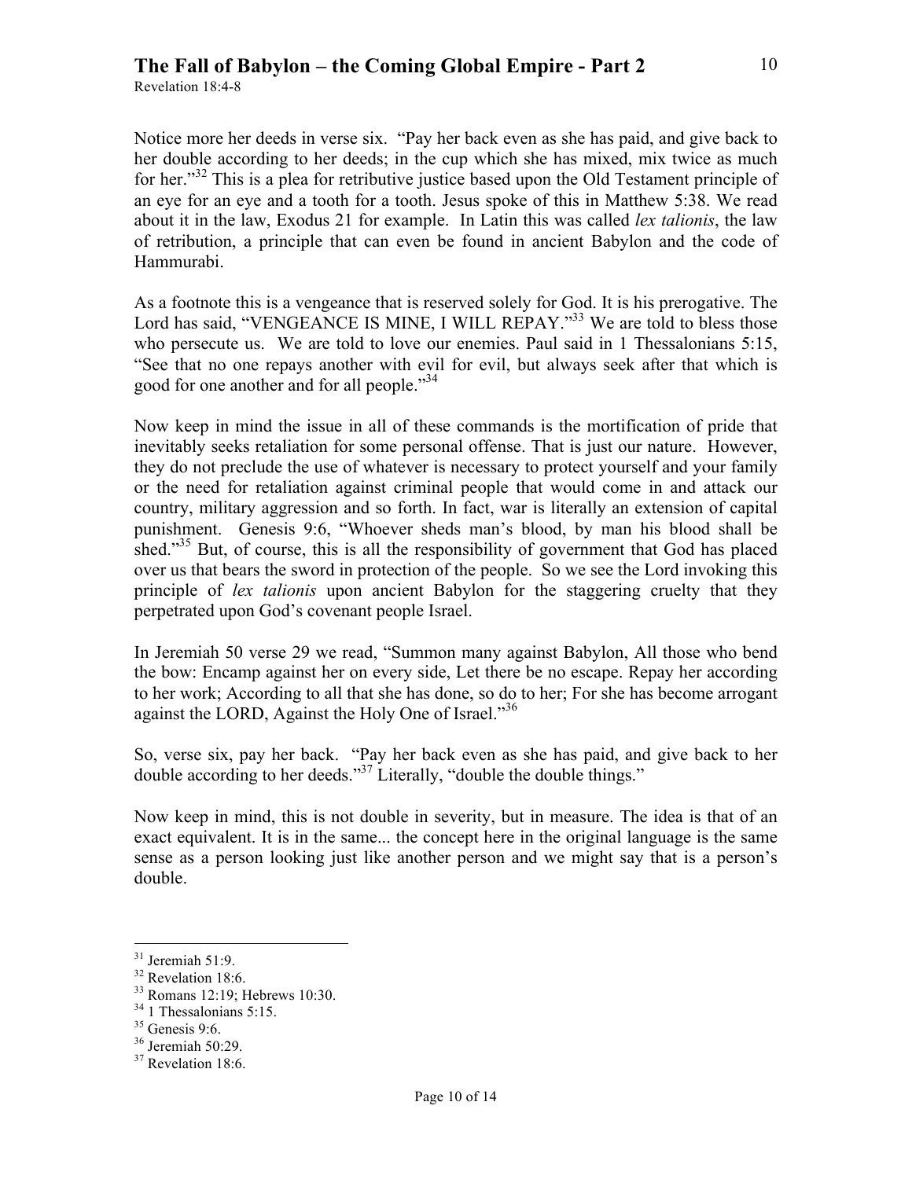Notice more her deeds in verse six. "Pay her back even as she has paid, and give back to her double according to her deeds; in the cup which she has mixed, mix twice as much for her."[32] This is a plea for retributive justice based upon the Old Testament principle of an eye for an eye and a tooth for a tooth. Jesus spoke of this in Matthew 5:38. We read about it in the law, Exodus 21 for example. In Latin this was called *lex talionis*, the law of retribution, a principle that can even be found in ancient Babylon and the code of Hammurabi.

As a footnote this is a vengeance that is reserved solely for God. It is his prerogative. The Lord has said, "VENGEANCE IS MINE, I WILL REPAY."[33] We are told to bless those who persecute us. We are told to love our enemies. Paul said in 1 Thessalonians 5:15, "See that no one repays another with evil for evil, but always seek after that which is good for one another and for all people."[34]

Now keep in mind the issue in all of these commands is the mortification of pride that inevitably seeks retaliation for some personal offense. That is just our nature. However, they do not preclude the use of whatever is necessary to protect yourself and your family or the need for retaliation against criminal people that would come in and attack our country, military aggression and so forth. In fact, war is literally an extension of capital punishment. Genesis 9:6, "Whoever sheds man's blood, by man his blood shall be shed."[35] But, of course, this is all the responsibility of government that God has placed over us that bears the sword in protection of the people. So we see the Lord invoking this principle of *lex talionis* upon ancient Babylon for the staggering cruelty that they perpetrated upon God's covenant people Israel.

In Jeremiah 50 verse 29 we read, "Summon many against Babylon, All those who bend the bow: Encamp against her on every side, Let there be no escape. Repay her according to her work; According to all that she has done, so do to her; For she has become arrogant against the LORD, Against the Holy One of Israel."[36]

So, verse six, pay her back. "Pay her back even as she has paid, and give back to her double according to her deeds."[37] Literally, "double the double things."

Now keep in mind, this is not double in severity, but in measure. The idea is that of an exact equivalent. It is in the same... the concept here in the original language is the same sense as a person looking just like another person and we might say that is a person's double.

---

[31] Jeremiah 51:9.
[32] Revelation 18:6.
[33] Romans 12:19; Hebrews 10:30.
[34] 1 Thessalonians 5:15.
[35] Genesis 9:6.
[36] Jeremiah 50:29.
[37] Revelation 18:6.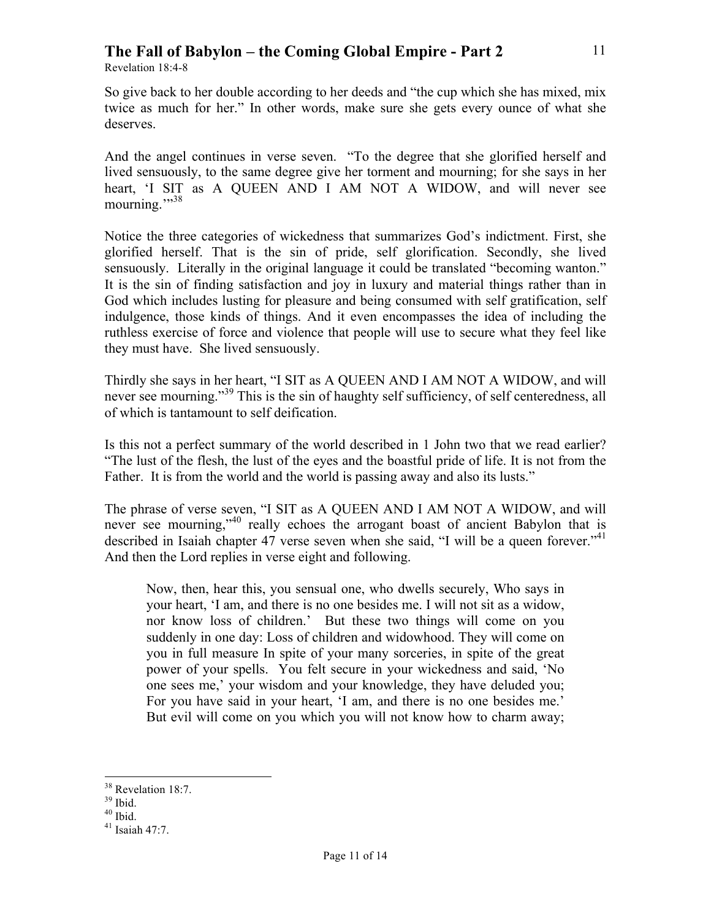So give back to her double according to her deeds and "the cup which she has mixed, mix twice as much for her." In other words, make sure she gets every ounce of what she deserves.

And the angel continues in verse seven. "To the degree that she glorified herself and lived sensuously, to the same degree give her torment and mourning; for she says in her heart, 'I SIT as A QUEEN AND I AM NOT A WIDOW, and will never see mourning.'"[38]

Notice the three categories of wickedness that summarizes God's indictment. First, she glorified herself. That is the sin of pride, self glorification. Secondly, she lived sensuously. Literally in the original language it could be translated "becoming wanton." It is the sin of finding satisfaction and joy in luxury and material things rather than in God which includes lusting for pleasure and being consumed with self gratification, self indulgence, those kinds of things. And it even encompasses the idea of including the ruthless exercise of force and violence that people will use to secure what they feel like they must have. She lived sensuously.

Thirdly she says in her heart, "I SIT as A QUEEN AND I AM NOT A WIDOW, and will never see mourning."[39] This is the sin of haughty self sufficiency, of self centeredness, all of which is tantamount to self deification.

Is this not a perfect summary of the world described in 1 John two that we read earlier? "The lust of the flesh, the lust of the eyes and the boastful pride of life. It is not from the Father. It is from the world and the world is passing away and also its lusts."

The phrase of verse seven, "I SIT as A QUEEN AND I AM NOT A WIDOW, and will never see mourning,"[40] really echoes the arrogant boast of ancient Babylon that is described in Isaiah chapter 47 verse seven when she said, "I will be a queen forever."[41] And then the Lord replies in verse eight and following.

> Now, then, hear this, you sensual one, who dwells securely, Who says in your heart, 'I am, and there is no one besides me. I will not sit as a widow, nor know loss of children.' But these two things will come on you suddenly in one day: Loss of children and widowhood. They will come on you in full measure In spite of your many sorceries, in spite of the great power of your spells. You felt secure in your wickedness and said, 'No one sees me,' your wisdom and your knowledge, they have deluded you; For you have said in your heart, 'I am, and there is no one besides me.' But evil will come on you which you will not know how to charm away;

---

[38] Revelation 18:7.
[39] Ibid.
[40] Ibid.
[41] Isaiah 47:7.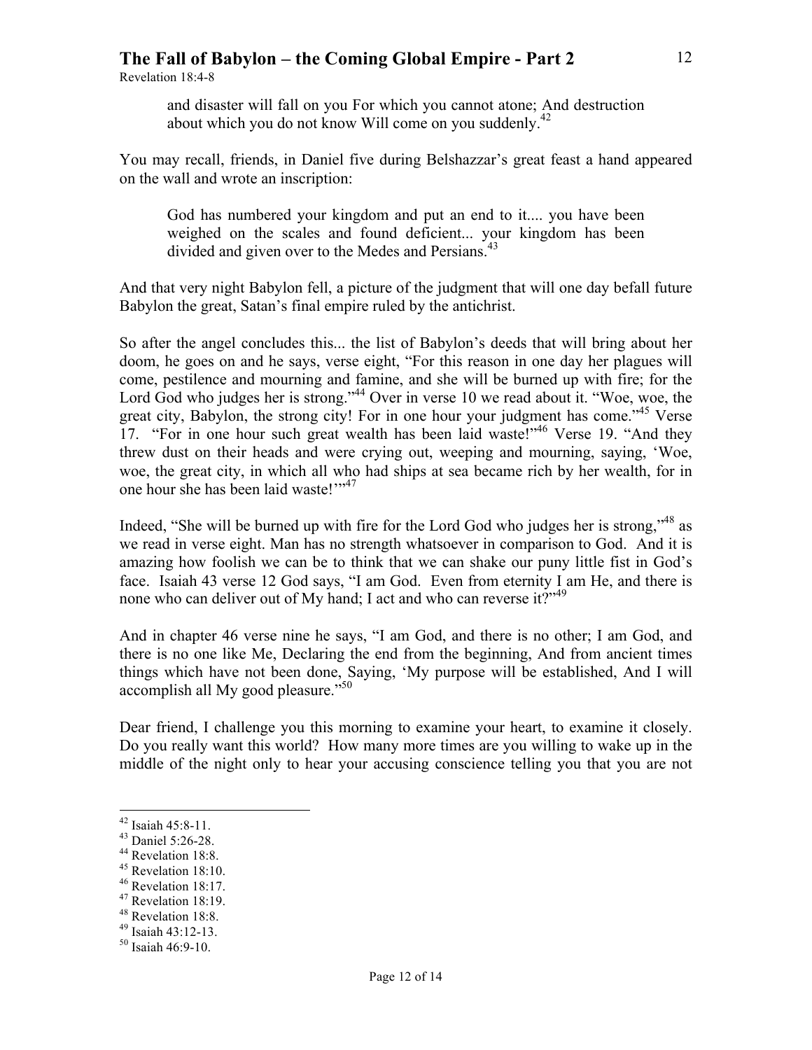> and disaster will fall on you For which you cannot atone; And destruction about which you do not know Will come on you suddenly.[42]

You may recall, friends, in Daniel five during Belshazzar's great feast a hand appeared on the wall and wrote an inscription:

> God has numbered your kingdom and put an end to it.... you have been weighed on the scales and found deficient... your kingdom has been divided and given over to the Medes and Persians.[43]

And that very night Babylon fell, a picture of the judgment that will one day befall future Babylon the great, Satan's final empire ruled by the antichrist.

So after the angel concludes this... the list of Babylon's deeds that will bring about her doom, he goes on and he says, verse eight, "For this reason in one day her plagues will come, pestilence and mourning and famine, and she will be burned up with fire; for the Lord God who judges her is strong."[44] Over in verse 10 we read about it. "Woe, woe, the great city, Babylon, the strong city! For in one hour your judgment has come."[45] Verse 17. "For in one hour such great wealth has been laid waste!"[46] Verse 19. "And they threw dust on their heads and were crying out, weeping and mourning, saying, 'Woe, woe, the great city, in which all who had ships at sea became rich by her wealth, for in one hour she has been laid waste!'"[47]

Indeed, "She will be burned up with fire for the Lord God who judges her is strong,"[48] as we read in verse eight. Man has no strength whatsoever in comparison to God. And it is amazing how foolish we can be to think that we can shake our puny little fist in God's face. Isaiah 43 verse 12 God says, "I am God. Even from eternity I am He, and there is none who can deliver out of My hand; I act and who can reverse it?"[49]

And in chapter 46 verse nine he says, "I am God, and there is no other; I am God, and there is no one like Me, Declaring the end from the beginning, And from ancient times things which have not been done, Saying, 'My purpose will be established, And I will accomplish all My good pleasure.'"[50]

Dear friend, I challenge you this morning to examine your heart, to examine it closely. Do you really want this world? How many more times are you willing to wake up in the middle of the night only to hear your accusing conscience telling you that you are not

---

[42] Isaiah 45:8-11.
[43] Daniel 5:26-28.
[44] Revelation 18:8.
[45] Revelation 18:10.
[46] Revelation 18:17.
[47] Revelation 18:19.
[48] Revelation 18:8.
[49] Isaiah 43:12-13.
[50] Isaiah 46:9-10.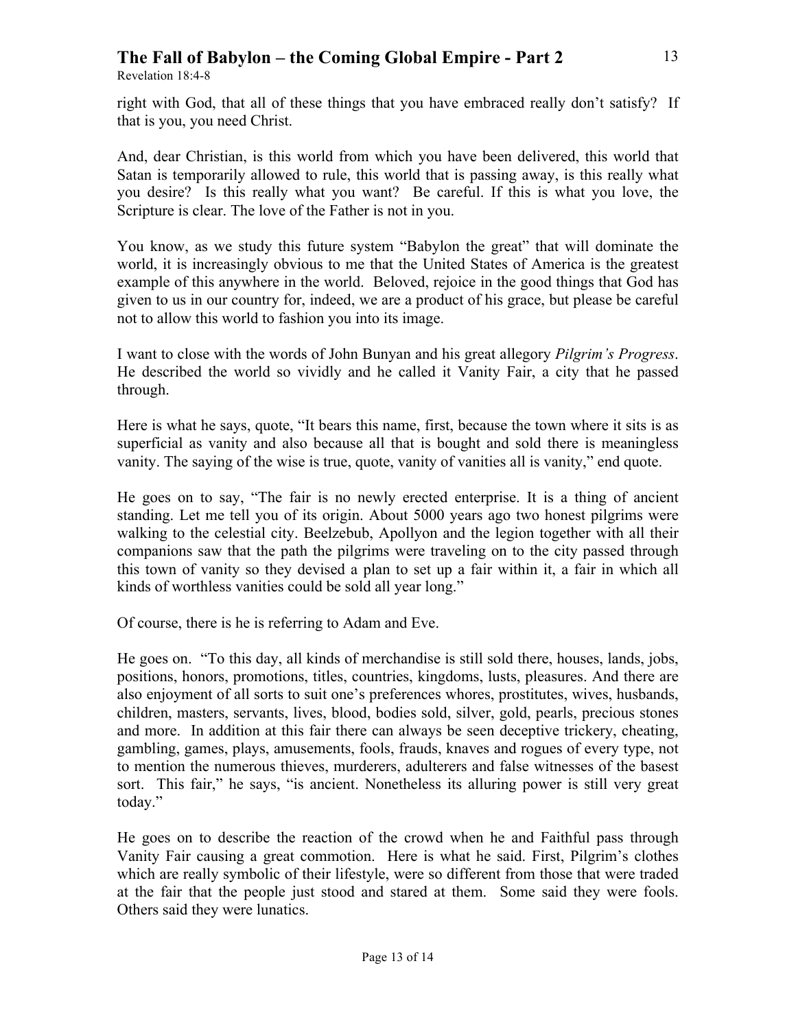right with God, that all of these things that you have embraced really don't satisfy? If that is you, you need Christ.

And, dear Christian, is this world from which you have been delivered, this world that Satan is temporarily allowed to rule, this world that is passing away, is this really what you desire? Is this really what you want? Be careful. If this is what you love, the Scripture is clear. The love of the Father is not in you.

You know, as we study this future system "Babylon the great" that will dominate the world, it is increasingly obvious to me that the United States of America is the greatest example of this anywhere in the world. Beloved, rejoice in the good things that God has given to us in our country for, indeed, we are a product of his grace, but please be careful not to allow this world to fashion you into its image.

I want to close with the words of John Bunyan and his great allegory *Pilgrim's Progress*. He described the world so vividly and he called it Vanity Fair, a city that he passed through.

Here is what he says, quote, "It bears this name, first, because the town where it sits is as superficial as vanity and also because all that is bought and sold there is meaningless vanity. The saying of the wise is true, quote, vanity of vanities all is vanity," end quote.

He goes on to say, "The fair is no newly erected enterprise. It is a thing of ancient standing. Let me tell you of its origin. About 5000 years ago two honest pilgrims were walking to the celestial city. Beelzebub, Apollyon and the legion together with all their companions saw that the path the pilgrims were traveling on to the city passed through this town of vanity so they devised a plan to set up a fair within it, a fair in which all kinds of worthless vanities could be sold all year long."

Of course, there is he is referring to Adam and Eve.

He goes on. "To this day, all kinds of merchandise is still sold there, houses, lands, jobs, positions, honors, promotions, titles, countries, kingdoms, lusts, pleasures. And there are also enjoyment of all sorts to suit one's preferences whores, prostitutes, wives, husbands, children, masters, servants, lives, blood, bodies sold, silver, gold, pearls, precious stones and more. In addition at this fair there can always be seen deceptive trickery, cheating, gambling, games, plays, amusements, fools, frauds, knaves and rogues of every type, not to mention the numerous thieves, murderers, adulterers and false witnesses of the basest sort. This fair," he says, "is ancient. Nonetheless its alluring power is still very great today."

He goes on to describe the reaction of the crowd when he and Faithful pass through Vanity Fair causing a great commotion. Here is what he said. First, Pilgrim's clothes which are really symbolic of their lifestyle, were so different from those that were traded at the fair that the people just stood and stared at them. Some said they were fools. Others said they were lunatics.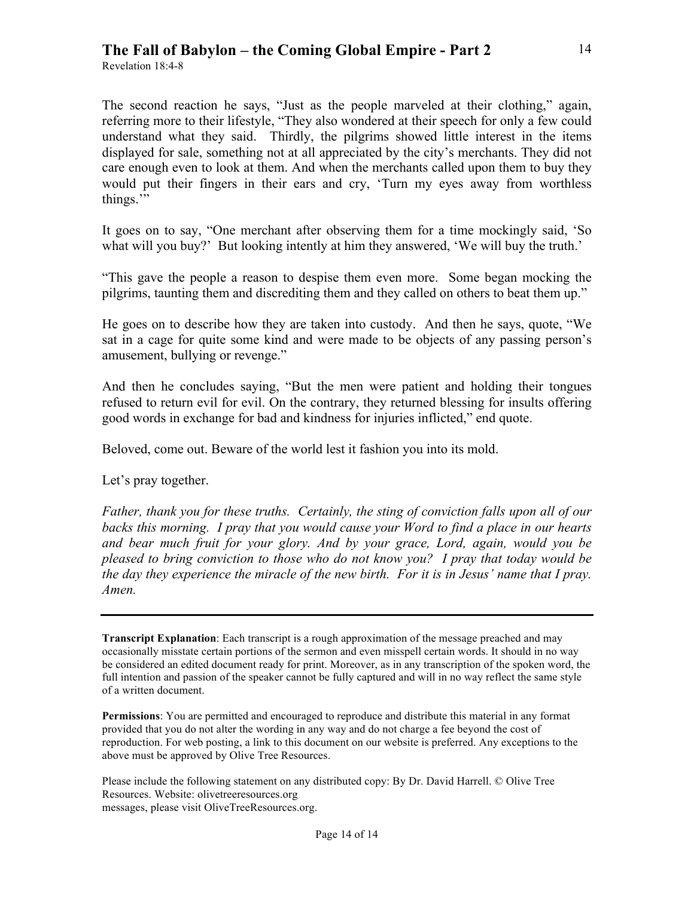The second reaction he says, "Just as the people marveled at their clothing," again, referring more to their lifestyle, "They also wondered at their speech for only a few could understand what they said. Thirdly, the pilgrims showed little interest in the items displayed for sale, something not at all appreciated by the city's merchants. They did not care enough even to look at them. And when the merchants called upon them to buy they would put their fingers in their ears and cry, 'Turn my eyes away from worthless things.'"

It goes on to say, "One merchant after observing them for a time mockingly said, 'So what will you buy?' But looking intently at him they answered, 'We will buy the truth.'

"This gave the people a reason to despise them even more. Some began mocking the pilgrims, taunting them and discrediting them and they called on others to beat them up."

He goes on to describe how they are taken into custody. And then he says, quote, "We sat in a cage for quite some kind and were made to be objects of any passing person's amusement, bullying or revenge."

And then he concludes saying, "But the men were patient and holding their tongues refused to return evil for evil. On the contrary, they returned blessing for insults offering good words in exchange for bad and kindness for injuries inflicted," end quote.

Beloved, come out. Beware of the world lest it fashion you into its mold.

Let's pray together.

*Father, thank you for these truths. Certainly, the sting of conviction falls upon all of our backs this morning. I pray that you would cause your Word to find a place in our hearts and bear much fruit for your glory. And by your grace, Lord, again, would you be pleased to bring conviction to those who do not know you? I pray that today would be the day they experience the miracle of the new birth. For it is in Jesus' name that I pray. Amen.*

---

**Transcript Explanation**: Each transcript is a rough approximation of the message preached and may occasionally misstate certain portions of the sermon and even misspell certain words. It should in no way be considered an edited document ready for print. Moreover, as in any transcription of the spoken word, the full intention and passion of the speaker cannot be fully captured and will in no way reflect the same style of a written document.

**Permissions**: You are permitted and encouraged to reproduce and distribute this material in any format provided that you do not alter the wording in any way and do not charge a fee beyond the cost of reproduction. For web posting, a link to this document on our website is preferred. Any exceptions to the above must be approved by Olive Tree Resources.

Please include the following statement on any distributed copy: By Dr. David Harrell. © Olive Tree Resources. Website: olivetreeresources.org
messages, please visit OliveTreeResources.org.